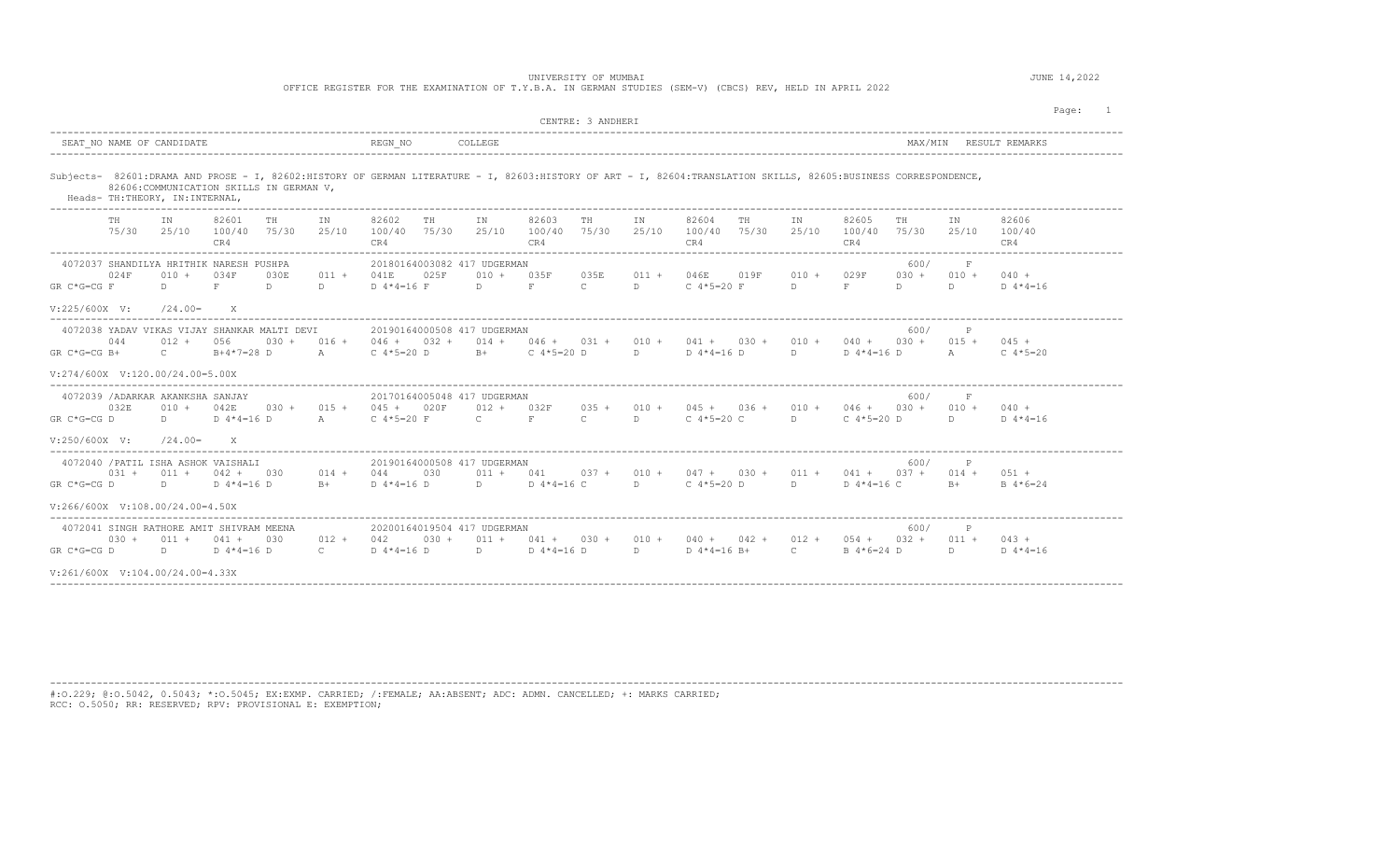UNIVERSITY OF MUMBAI

OFFICE REGISTER FOR THE EXAMINATION OF T.Y.B.A. IN GERMAN STUDIES (SEM-V) (CBCS) REV, HELD IN APRIL 2022

JUNE 14,2022

CENTRE: 3 ANDHERI

SEAT_NO NAME OF CANDIDATE | REGN_NO | COLLEGE | MAX/MIN | RESULT REMARKS

Subjects- 82601:DRAMA AND PROSE - I, 82602:HISTORY OF GERMAN LITERATURE - I, 82603:HISTORY OF ART - I, 82604:TRANSLATION SKILLS, 82605:BUSINESS CORRESPONDENCE, 82606:COMMUNICATION SKILLS IN GERMAN V,

Heads- TH:THEORY, IN:INTERNAL,

| | TH 75/30 | IN 25/10 | 82601 100/40 CR4 | TH 75/30 | IN 25/10 | 82602 100/40 CR4 | TH 75/30 | IN 25/10 | 82603 100/40 CR4 | TH 75/30 | IN 25/10 | 82604 100/40 CR4 | TH 75/30 | IN 25/10 | 82605 100/40 CR4 | TH 75/30 | IN 25/10 | 82606 100/40 CR4 |
|---|---|---|---|---|---|---|---|---|---|---|---|---|---|---|---|---|---|---|
| **4072037 SHANDILYA HRITHIK NARESH PUSHPA** — 20180164003082 417 UDGERMAN — 600/ F | | | | | | | | | | | | | | | | | | |
| | 024F | 010 + | 034F | 030E | 011 + | 041E | 025F | 010 + | 035F | 035E | 011 + | 046E | 019F | 010 + | 029F | 030 + | 010 + | 040 + |
| GR C*G=CG F | D | | F | D | D | D 4*4=16 F | | D | F | C | D | C 4*5=20 F | | D | F | D | D | D 4*4=16 |
| V:225/600X V: /24.00= X | | | | | | | | | | | | | | | | | | |
| **4072038 YADAV VIKAS VIJAY SHANKAR MALTI DEVI** — 20190164000508 417 UDGERMAN — 600/ P | | | | | | | | | | | | | | | | | | |
| | 044 | 012 + | 056 | 030 + | 016 + | 046 + | 032 + | 014 + | 046 + | 031 + | 010 + | 041 + | 030 + | 010 + | 040 + | 030 + | 015 + | 045 + |
| GR C*G=CG B+ | C | | B+4*7=28 D | | A | C 4*5=20 D | | B+ | C 4*5=20 D | | D | D 4*4=16 D | | D | D 4*4=16 D | | A | C 4*5=20 |
| V:274/600X V:120.00/24.00=5.00X | | | | | | | | | | | | | | | | | | |
| **4072039 /ADARKAR AKANKSHA SANJAY** — 20170164005048 417 UDGERMAN — 600/ F | | | | | | | | | | | | | | | | | | |
| | 032E | 010 + | 042E | 030 + | 015 + | 045 + | 020F | 012 + | 032F | 035 + | 010 + | 045 + | 036 + | 010 + | 046 + | 030 + | 010 + | 040 + |
| GR C*G=CG D | D | | D 4*4=16 D | | A | C 4*5=20 F | | C | F | C | D | C 4*5=20 C | | D | C 4*5=20 D | | D | D 4*4=16 |
| V:250/600X V: /24.00= X | | | | | | | | | | | | | | | | | | |
| **4072040 /PATIL ISHA ASHOK VAISHALI** — 20190164000508 417 UDGERMAN — 600/ P | | | | | | | | | | | | | | | | | | |
| | 031 + | 011 + | 042 + | 030 | 014 + | 044 | 030 | 011 + | 041 | 037 + | 010 + | 047 + | 030 + | 011 + | 041 + | 037 + | 014 + | 051 + |
| GR C*G=CG D | D | | D 4*4=16 D | | B+ | D 4*4=16 D | | D | D 4*4=16 C | | D | C 4*5=20 D | | D | D 4*4=16 C | | B+ | B 4*6=24 |
| V:266/600X V:108.00/24.00=4.50X | | | | | | | | | | | | | | | | | | |
| **4072041 SINGH RATHORE AMIT SHIVRAM MEENA** — 20200164019504 417 UDGERMAN — 600/ P | | | | | | | | | | | | | | | | | | |
| | 030 + | 011 + | 041 + | 030 | 012 + | 042 | 030 + | 011 + | 041 + | 030 + | 010 + | 040 + | 042 + | 012 + | 054 + | 032 + | 011 + | 043 + |
| GR C*G=CG D | D | | D 4*4=16 D | | C | D 4*4=16 D | | D | D 4*4=16 D | | D | D 4*4=16 B+ | | C | B 4*6=24 D | | D | D 4*4=16 |
| V:261/600X V:104.00/24.00=4.33X | | | | | | | | | | | | | | | | | | |

#:O.229; @:O.5042, 0.5043; *:O.5045; EX:EXMP. CARRIED; /:FEMALE; AA:ABSENT; ADC: ADMN. CANCELLED; +: MARKS CARRIED;
RCC: O.5050; RR: RESERVED; RPV: PROVISIONAL E: EXEMPTION;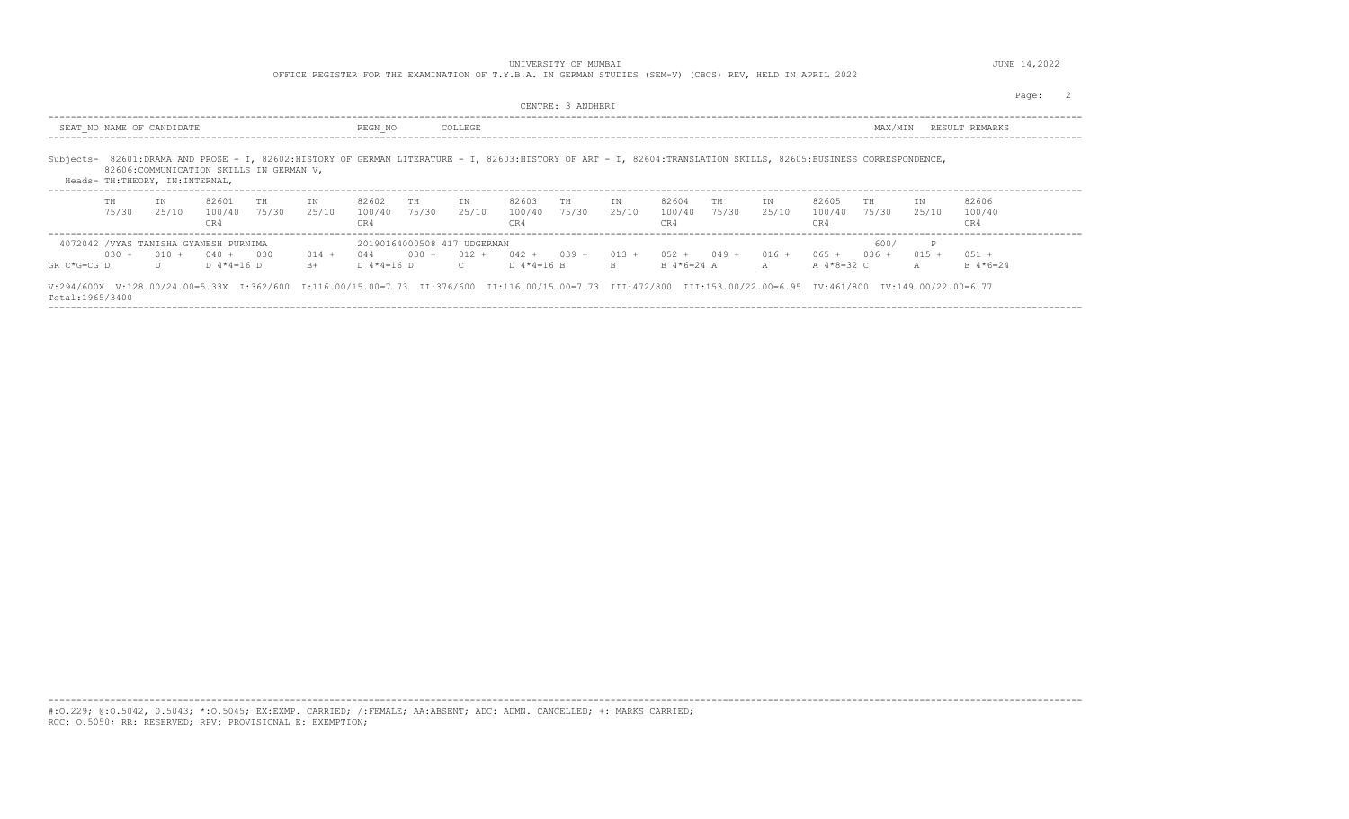UNIVERSITY OF MUMBAI

OFFICE REGISTER FOR THE EXAMINATION OF T.Y.B.A. IN GERMAN STUDIES (SEM-V) (CBCS) REV, HELD IN APRIL 2022

JUNE 14,2022

CENTRE: 3 ANDHERI

| SEAT_NO NAME OF CANDIDATE | REGN_NO | COLLEGE | MAX/MIN | RESULT REMARKS |
|---|---|---|---|---|

Subjects- 82601:DRAMA AND PROSE - I, 82602:HISTORY OF GERMAN LITERATURE - I, 82603:HISTORY OF ART - I, 82604:TRANSLATION SKILLS, 82605:BUSINESS CORRESPONDENCE, 82606:COMMUNICATION SKILLS IN GERMAN V,

Heads- TH:THEORY, IN:INTERNAL,

| | TH 75/30 | IN 25/10 | 82601 100/40 CR4 | TH 75/30 | IN 25/10 | 82602 100/40 CR4 | TH 75/30 | IN 25/10 | 82603 100/40 CR4 | TH 75/30 | IN 25/10 | 82604 100/40 CR4 | TH 75/30 | IN 25/10 | 82605 100/40 CR4 | TH 75/30 | IN 25/10 | 82606 100/40 CR4 |
|---|---|---|---|---|---|---|---|---|---|---|---|---|---|---|---|---|---|---|
| 4072042 /VYAS TANISHA GYANESH PURNIMA | | | | | | 20190164000508 417 UDGERMAN | | | | | | | | | | 600/ | P | |
| | 030 + | 010 + | 040 + | 030 | 014 + | 044 | 030 + | 012 + | 042 + | 039 + | 013 + | 052 + | 049 + | 016 + | 065 + | 036 + | 015 + | 051 + |
| GR C*G=CG | D | D | D 4*4=16 | D | B+ | D 4*4=16 | D | C | D 4*4=16 | B | B | B 4*6=24 | A | A | A 4*8=32 | C | A | B 4*6=24 |

V:294/600X V:128.00/24.00=5.33X I:362/600 I:116.00/15.00=7.73 II:376/600 II:116.00/15.00=7.73 III:472/800 III:153.00/22.00=6.95 IV:461/800 IV:149.00/22.00=6.77

Total:1965/3400

#:O.229; @:O.5042, 0.5043; *:O.5045; EX:EXMP. CARRIED; /:FEMALE; AA:ABSENT; ADC: ADMN. CANCELLED; +: MARKS CARRIED;
RCC: O.5050; RR: RESERVED; RPV: PROVISIONAL E: EXEMPTION;